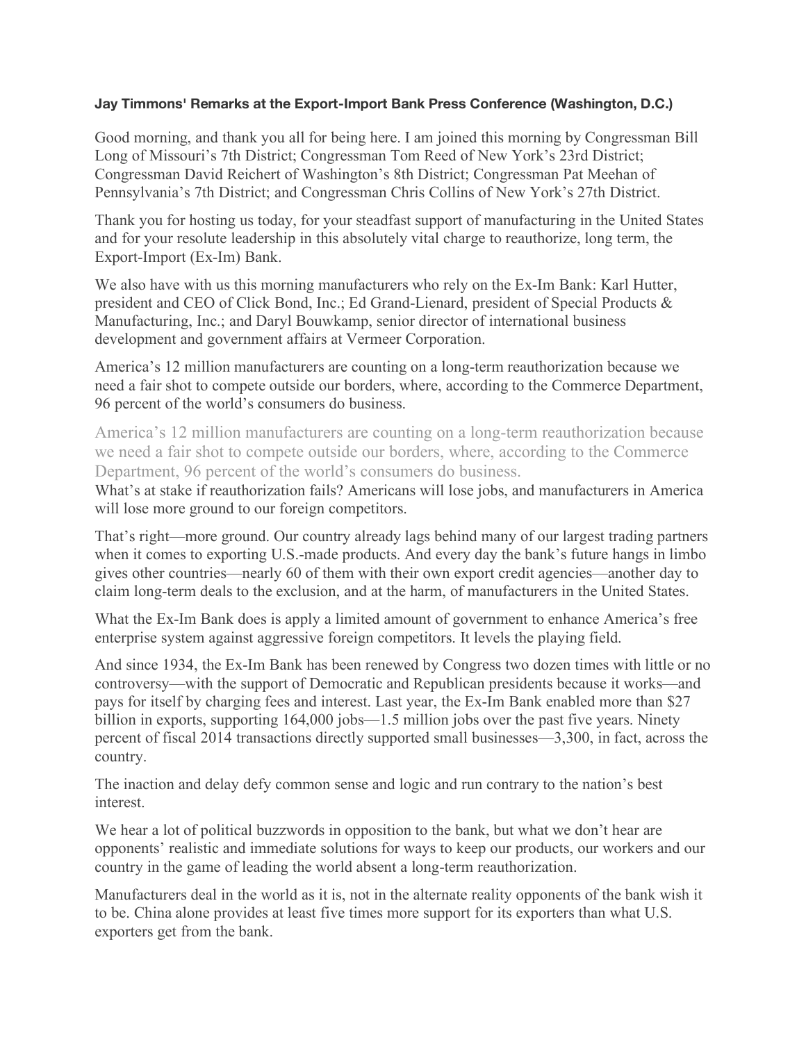**Jay Timmons' Remarks at the Export-Import Bank Press Conference (Washington, D.C.)**

Good morning, and thank you all for being here. I am joined this morning by Congressman Bill Long of Missouri's 7th District; Congressman Tom Reed of New York's 23rd District; Congressman David Reichert of Washington's 8th District; Congressman Pat Meehan of Pennsylvania's 7th District; and Congressman Chris Collins of New York's 27th District.

Thank you for hosting us today, for your steadfast support of manufacturing in the United States and for your resolute leadership in this absolutely vital charge to reauthorize, long term, the Export-Import (Ex-Im) Bank.

We also have with us this morning manufacturers who rely on the Ex-Im Bank: Karl Hutter, president and CEO of Click Bond, Inc.; Ed Grand-Lienard, president of Special Products & Manufacturing, Inc.; and Daryl Bouwkamp, senior director of international business development and government affairs at Vermeer Corporation.

America's 12 million manufacturers are counting on a long-term reauthorization because we need a fair shot to compete outside our borders, where, according to the Commerce Department, 96 percent of the world's consumers do business.

America's 12 million manufacturers are counting on a long-term reauthorization because we need a fair shot to compete outside our borders, where, according to the Commerce Department, 96 percent of the world's consumers do business.

What's at stake if reauthorization fails? Americans will lose jobs, and manufacturers in America will lose more ground to our foreign competitors.

That's right—more ground. Our country already lags behind many of our largest trading partners when it comes to exporting U.S.-made products. And every day the bank's future hangs in limbo gives other countries—nearly 60 of them with their own export credit agencies—another day to claim long-term deals to the exclusion, and at the harm, of manufacturers in the United States.

What the Ex-Im Bank does is apply a limited amount of government to enhance America's free enterprise system against aggressive foreign competitors. It levels the playing field.

And since 1934, the Ex-Im Bank has been renewed by Congress two dozen times with little or no controversy—with the support of Democratic and Republican presidents because it works—and pays for itself by charging fees and interest. Last year, the Ex-Im Bank enabled more than $27 billion in exports, supporting 164,000 jobs—1.5 million jobs over the past five years. Ninety percent of fiscal 2014 transactions directly supported small businesses—3,300, in fact, across the country.

The inaction and delay defy common sense and logic and run contrary to the nation's best interest.

We hear a lot of political buzzwords in opposition to the bank, but what we don't hear are opponents' realistic and immediate solutions for ways to keep our products, our workers and our country in the game of leading the world absent a long-term reauthorization.

Manufacturers deal in the world as it is, not in the alternate reality opponents of the bank wish it to be. China alone provides at least five times more support for its exporters than what U.S. exporters get from the bank.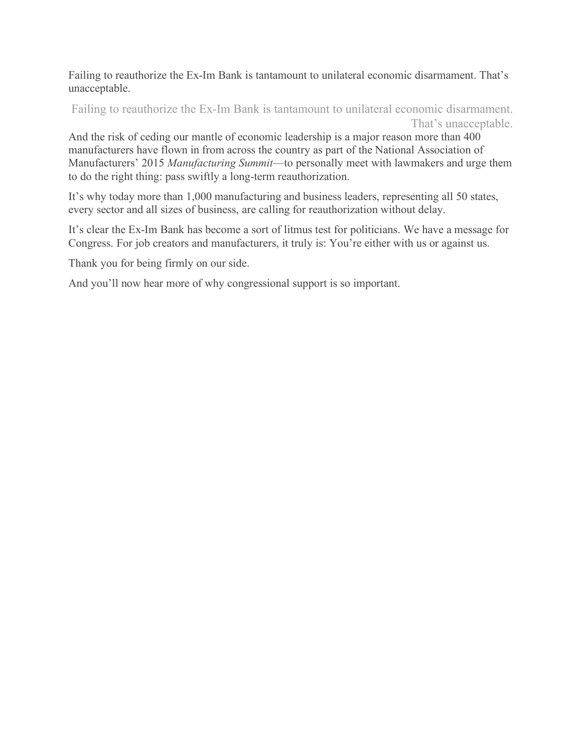Failing to reauthorize the Ex-Im Bank is tantamount to unilateral economic disarmament. That's unacceptable.

> Failing to reauthorize the Ex-Im Bank is tantamount to unilateral economic disarmament. That's unacceptable.

And the risk of ceding our mantle of economic leadership is a major reason more than 400 manufacturers have flown in from across the country as part of the National Association of Manufacturers' 2015 *Manufacturing Summit*—to personally meet with lawmakers and urge them to do the right thing: pass swiftly a long-term reauthorization.

It's why today more than 1,000 manufacturing and business leaders, representing all 50 states, every sector and all sizes of business, are calling for reauthorization without delay.

It's clear the Ex-Im Bank has become a sort of litmus test for politicians. We have a message for Congress. For job creators and manufacturers, it truly is: You're either with us or against us.

Thank you for being firmly on our side.

And you'll now hear more of why congressional support is so important.